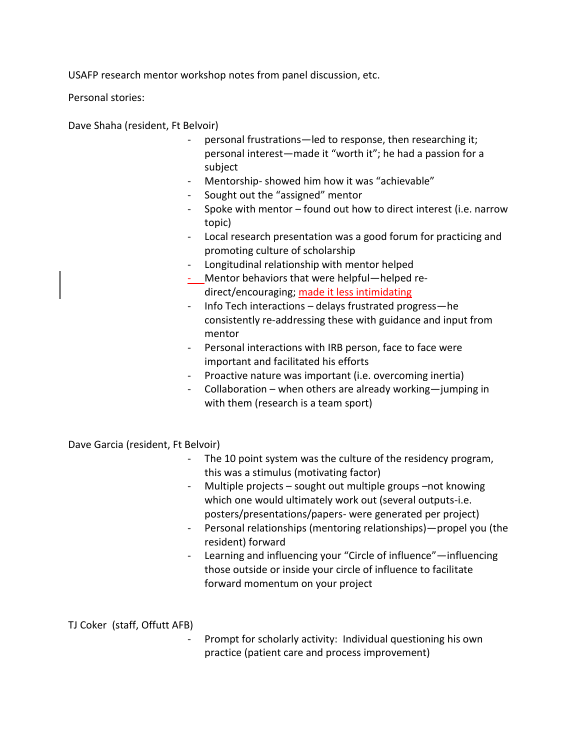USAFP research mentor workshop notes from panel discussion, etc.

Personal stories:

Dave Shaha (resident, Ft Belvoir)

- personal frustrations—led to response, then researching it; personal interest—made it "worth it"; he had a passion for a subject
- Mentorship- showed him how it was "achievable"
- Sought out the "assigned" mentor
- Spoke with mentor – found out how to direct interest (i.e. narrow topic)
- Local research presentation was a good forum for practicing and promoting culture of scholarship
- Longitudinal relationship with mentor helped
- Mentor behaviors that were helpful—helped re-direct/encouraging; made it less intimidating
- Info Tech interactions – delays frustrated progress—he consistently re-addressing these with guidance and input from mentor
- Personal interactions with IRB person, face to face were important and facilitated his efforts
- Proactive nature was important (i.e. overcoming inertia)
- Collaboration – when others are already working—jumping in with them (research is a team sport)

Dave Garcia (resident, Ft Belvoir)

- The 10 point system was the culture of the residency program, this was a stimulus (motivating factor)
- Multiple projects – sought out multiple groups –not knowing which one would ultimately work out (several outputs-i.e. posters/presentations/papers- were generated per project)
- Personal relationships (mentoring relationships)—propel you (the resident) forward
- Learning and influencing your "Circle of influence"—influencing those outside or inside your circle of influence to facilitate forward momentum on your project

TJ Coker (staff, Offutt AFB)

- Prompt for scholarly activity: Individual questioning his own practice (patient care and process improvement)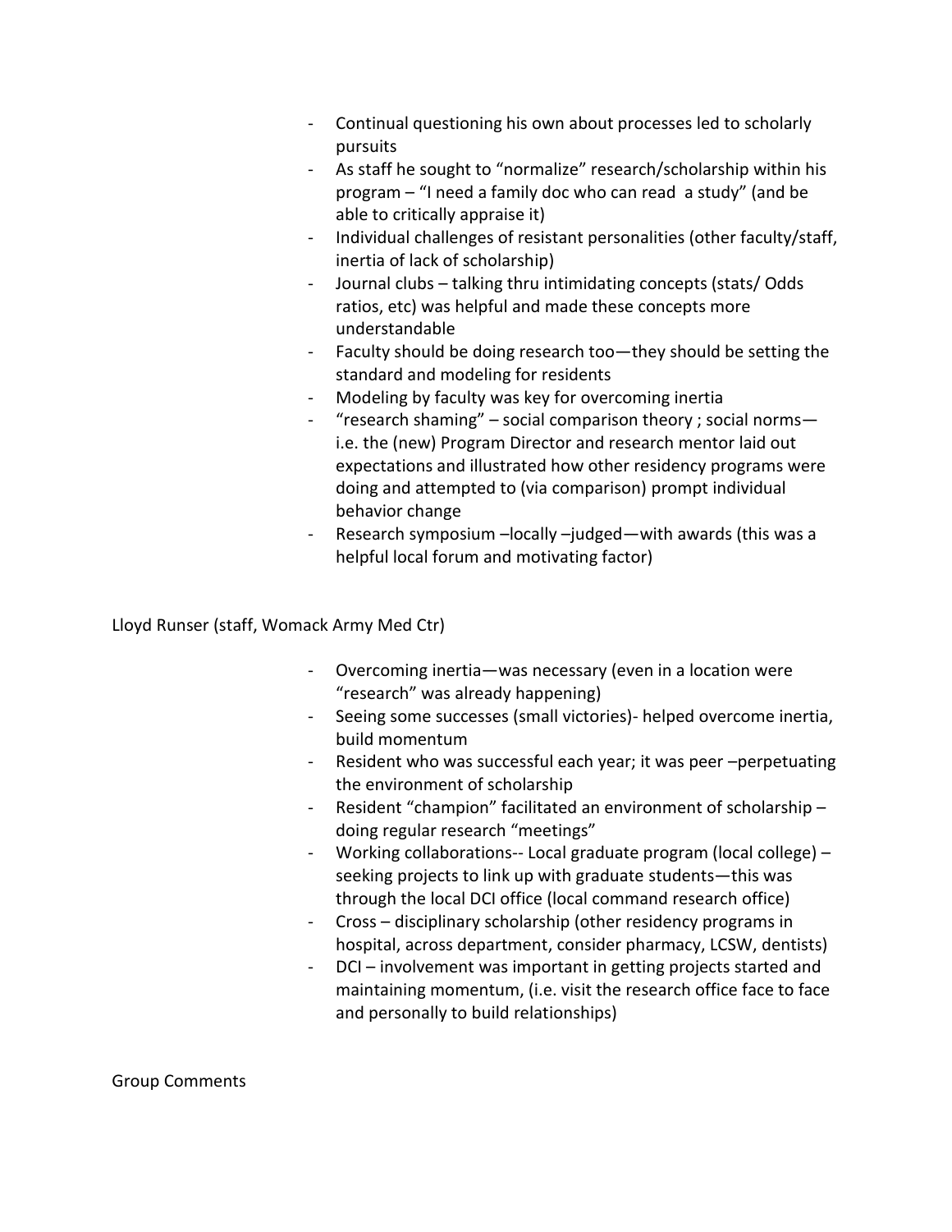- Continual questioning his own about processes led to scholarly pursuits
- As staff he sought to "normalize" research/scholarship within his program – "I need a family doc who can read  a study" (and be able to critically appraise it)
- Individual challenges of resistant personalities (other faculty/staff, inertia of lack of scholarship)
- Journal clubs – talking thru intimidating concepts (stats/ Odds ratios, etc) was helpful and made these concepts more understandable
- Faculty should be doing research too—they should be setting the standard and modeling for residents
- Modeling by faculty was key for overcoming inertia
- "research shaming" – social comparison theory ; social norms—i.e. the (new) Program Director and research mentor laid out expectations and illustrated how other residency programs were doing and attempted to (via comparison) prompt individual behavior change
- Research symposium –locally –judged—with awards (this was a helpful local forum and motivating factor)

Lloyd Runser (staff, Womack Army Med Ctr)

- Overcoming inertia—was necessary (even in a location were "research" was already happening)
- Seeing some successes (small victories)- helped overcome inertia, build momentum
- Resident who was successful each year; it was peer –perpetuating the environment of scholarship
- Resident "champion" facilitated an environment of scholarship – doing regular research "meetings"
- Working collaborations-- Local graduate program (local college) – seeking projects to link up with graduate students—this was through the local DCI office (local command research office)
- Cross – disciplinary scholarship (other residency programs in hospital, across department, consider pharmacy, LCSW, dentists)
- DCI – involvement was important in getting projects started and maintaining momentum, (i.e. visit the research office face to face and personally to build relationships)

Group Comments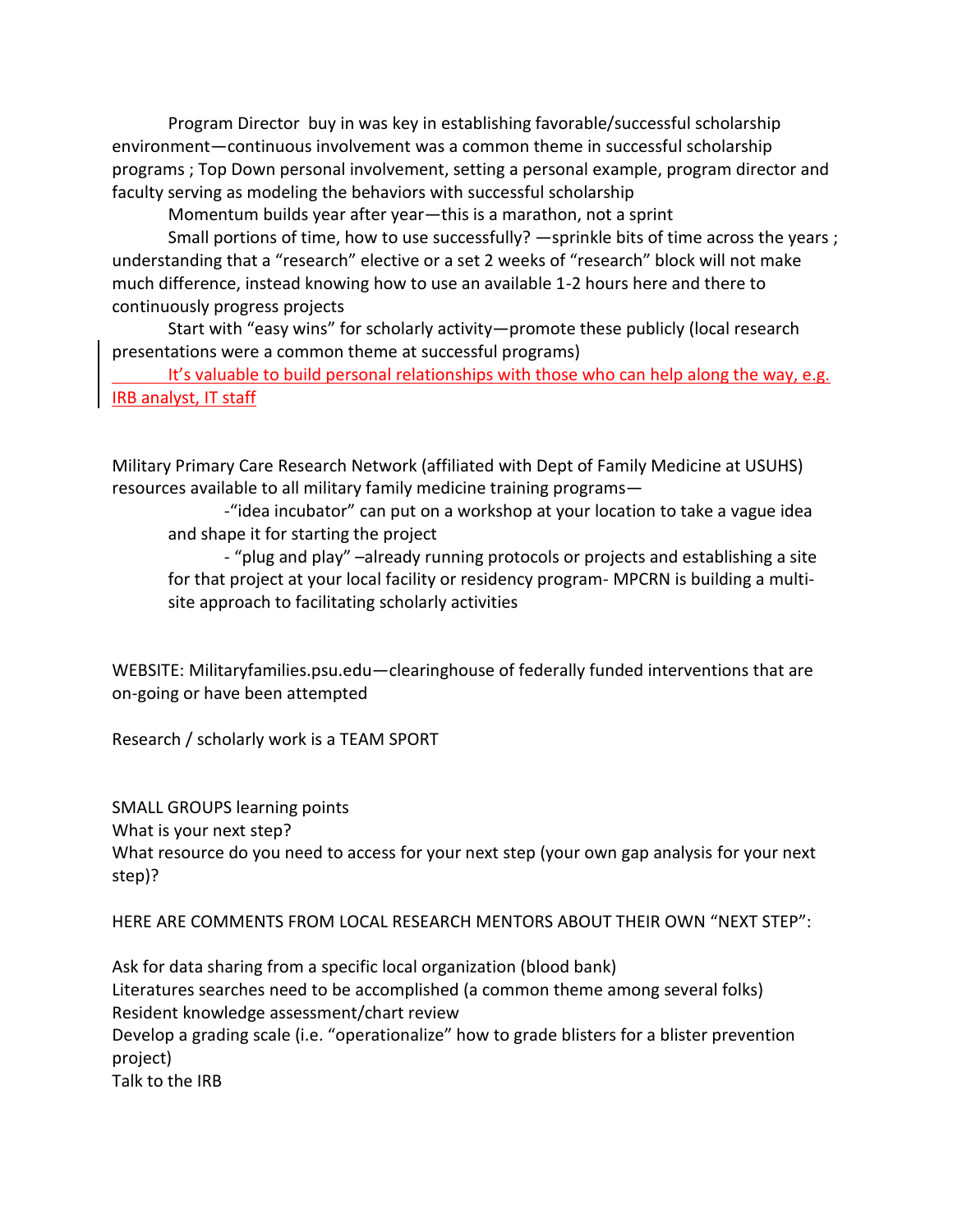Program Director buy in was key in establishing favorable/successful scholarship environment—continuous involvement was a common theme in successful scholarship programs ; Top Down personal involvement, setting a personal example, program director and faculty serving as modeling the behaviors with successful scholarship

Momentum builds year after year—this is a marathon, not a sprint

Small portions of time, how to use successfully? —sprinkle bits of time across the years ; understanding that a "research" elective or a set 2 weeks of "research" block will not make much difference, instead knowing how to use an available 1-2 hours here and there to continuously progress projects

Start with "easy wins" for scholarly activity—promote these publicly (local research presentations were a common theme at successful programs)

It's valuable to build personal relationships with those who can help along the way, e.g. IRB analyst, IT staff

Military Primary Care Research Network (affiliated with Dept of Family Medicine at USUHS) resources available to all military family medicine training programs—

- "idea incubator" can put on a workshop at your location to take a vague idea and shape it for starting the project
- "plug and play" –already running protocols or projects and establishing a site for that project at your local facility or residency program- MPCRN is building a multi-site approach to facilitating scholarly activities

WEBSITE: Militaryfamilies.psu.edu—clearinghouse of federally funded interventions that are on-going or have been attempted

Research / scholarly work is a TEAM SPORT

SMALL GROUPS learning points

What is your next step?

What resource do you need to access for your next step (your own gap analysis for your next step)?

HERE ARE COMMENTS FROM LOCAL RESEARCH MENTORS ABOUT THEIR OWN "NEXT STEP":

Ask for data sharing from a specific local organization (blood bank)

Literatures searches need to be accomplished (a common theme among several folks)

Resident knowledge assessment/chart review

Develop a grading scale (i.e. "operationalize" how to grade blisters for a blister prevention project)

Talk to the IRB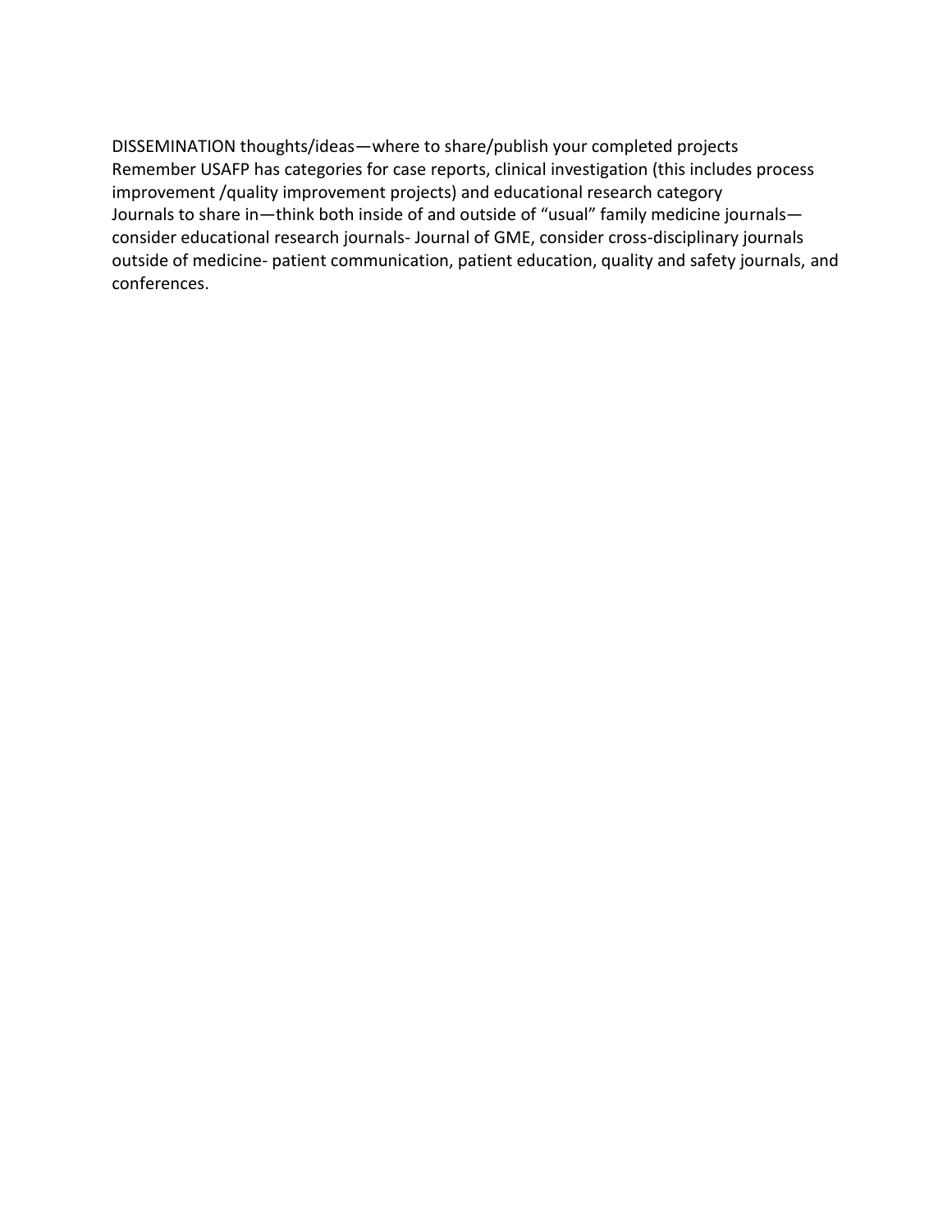DISSEMINATION thoughts/ideas—where to share/publish your completed projects

Remember USAFP has categories for case reports, clinical investigation (this includes process improvement /quality improvement projects) and educational research category

Journals to share in—think both inside of and outside of "usual" family medicine journals—consider educational research journals- Journal of GME, consider cross-disciplinary journals outside of medicine- patient communication, patient education, quality and safety journals, and conferences.